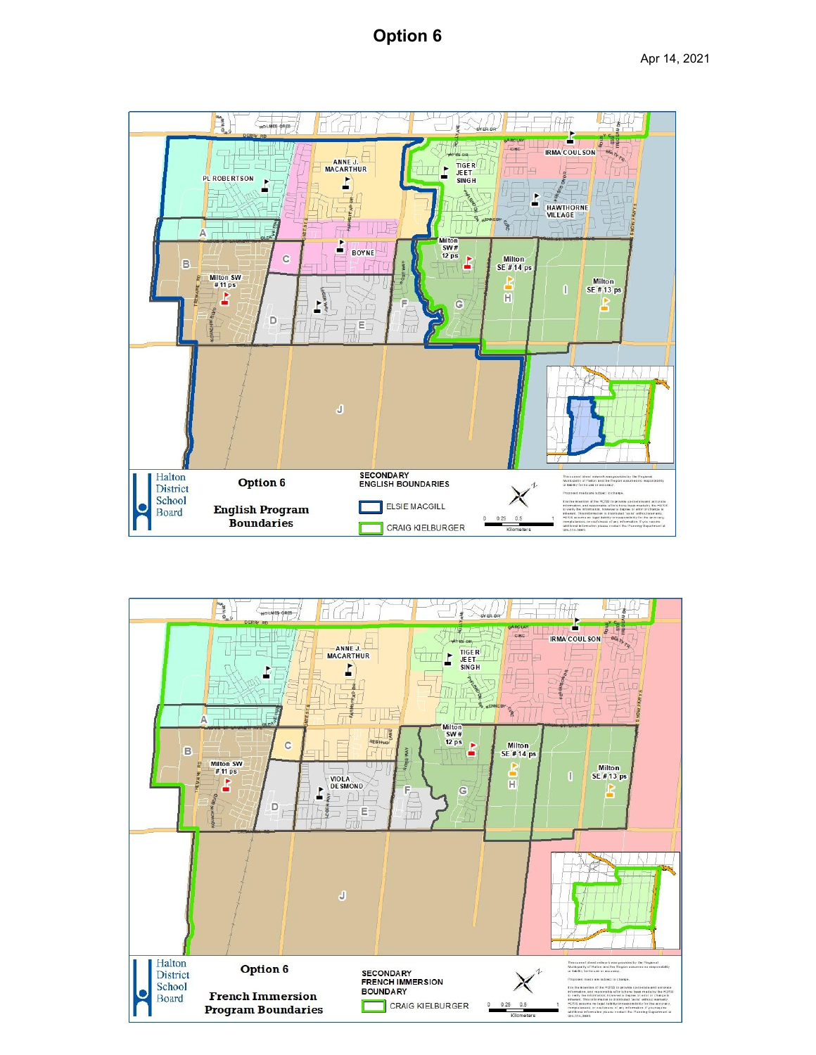# Option 6

Apr 14, 2021

Halton District School Board

**Option 6**

**English Program Boundaries**

**SECONDARY ENGLISH BOUNDARIES**

- ELSIE MACGILL
- CRAIG KIELBURGER

Halton District School Board

**Option 6**

**French Immersion Program Boundaries**

**SECONDARY FRENCH IMMERSION BOUNDARY**

- CRAIG KIELBURGER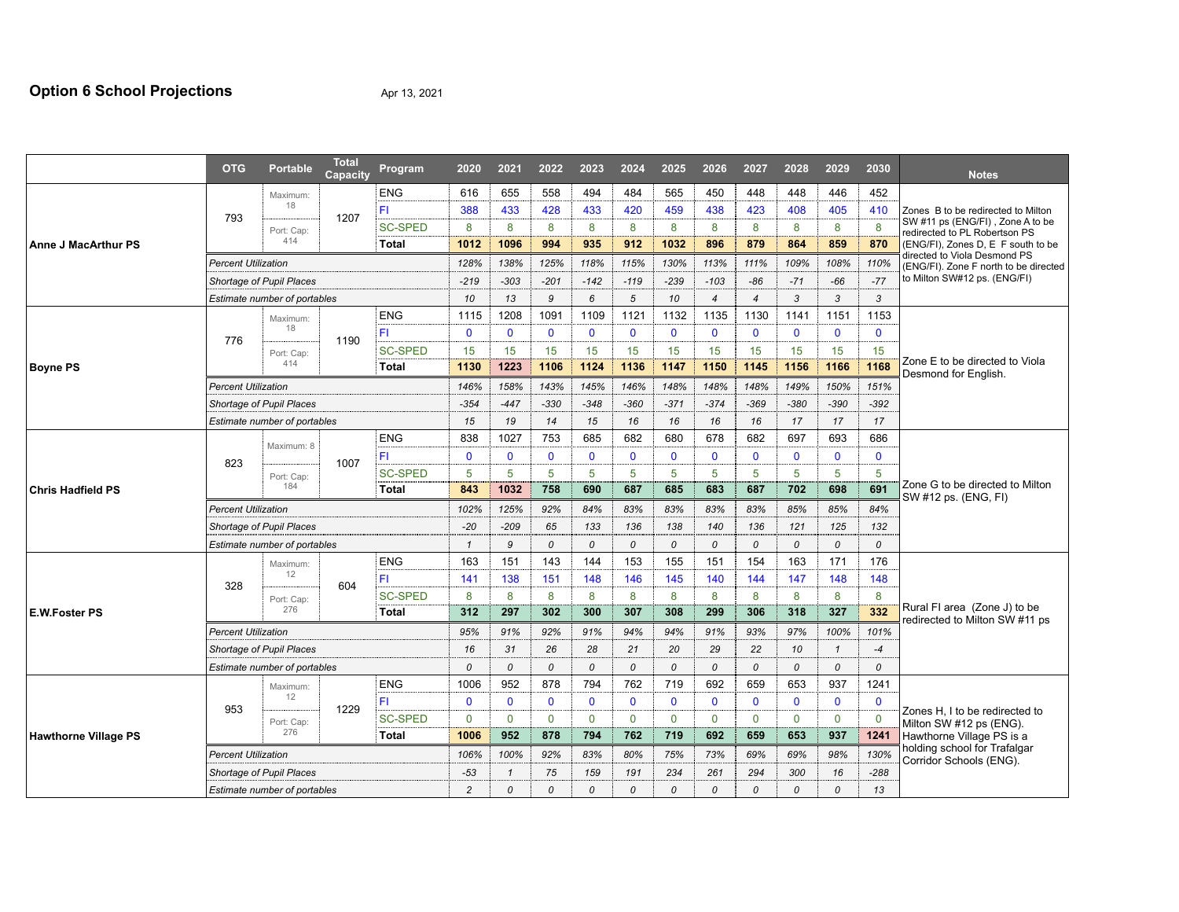# Option 6 School Projections

Apr 13, 2021

| | OTG | Portable | Total Capacity | Program | 2020 | 2021 | 2022 | 2023 | 2024 | 2025 | 2026 | 2027 | 2028 | 2029 | 2030 | Notes |
|---|---|---|---|---|---|---|---|---|---|---|---|---|---|---|---|---|
| **Anne J MacArthur PS** | 793 | Maximum: 18 | 1207 | ENG | 616 | 655 | 558 | 494 | 484 | 565 | 450 | 448 | 448 | 446 | 452 | Zones B to be redirected to Milton SW #11 ps (ENG/FI) , Zone A to be redirected to PL Robertson PS (ENG/FI), Zones D, E F south to be directed to Viola Desmond PS (ENG/FI). Zone F north to be directed to Milton SW#12 ps. (ENG/FI) |
| | | | | FI | 388 | 433 | 428 | 433 | 420 | 459 | 438 | 423 | 408 | 405 | 410 | |
| | | Port. Cap: 414 | | SC-SPED | 8 | 8 | 8 | 8 | 8 | 8 | 8 | 8 | 8 | 8 | 8 | |
| | | | | **Total** | **1012** | **1096** | **994** | **935** | **912** | **1032** | **896** | **879** | **864** | **859** | **870** | |
| | *Percent Utilization* | | | | *128%* | *138%* | *125%* | *118%* | *115%* | *130%* | *113%* | *111%* | *109%* | *108%* | *110%* | |
| | *Shortage of Pupil Places* | | | | *-219* | *-303* | *-201* | *-142* | *-119* | *-239* | *-103* | *-86* | *-71* | *-66* | *-77* | |
| | *Estimate number of portables* | | | | *10* | *13* | *9* | *6* | *5* | *10* | *4* | *4* | *3* | *3* | *3* | |
| **Boyne PS** | 776 | Maximum: 18 | 1190 | ENG | 1115 | 1208 | 1091 | 1109 | 1121 | 1132 | 1135 | 1130 | 1141 | 1151 | 1153 | Zone E to be directed to Viola Desmond for English. |
| | | | | FI | 0 | 0 | 0 | 0 | 0 | 0 | 0 | 0 | 0 | 0 | 0 | |
| | | Port. Cap: 414 | | SC-SPED | 15 | 15 | 15 | 15 | 15 | 15 | 15 | 15 | 15 | 15 | 15 | |
| | | | | **Total** | **1130** | **1223** | **1106** | **1124** | **1136** | **1147** | **1150** | **1145** | **1156** | **1166** | **1168** | |
| | *Percent Utilization* | | | | *146%* | *158%* | *143%* | *145%* | *146%* | *148%* | *148%* | *148%* | *149%* | *150%* | *151%* | |
| | *Shortage of Pupil Places* | | | | *-354* | *-447* | *-330* | *-348* | *-360* | *-371* | *-374* | *-369* | *-380* | *-390* | *-392* | |
| | *Estimate number of portables* | | | | *15* | *19* | *14* | *15* | *16* | *16* | *16* | *16* | *17* | *17* | *17* | |
| **Chris Hadfield PS** | 823 | Maximum: 8 | 1007 | ENG | 838 | 1027 | 753 | 685 | 682 | 680 | 678 | 682 | 697 | 693 | 686 | Zone G to be directed to Milton SW #12 ps. (ENG, FI) |
| | | | | FI | 0 | 0 | 0 | 0 | 0 | 0 | 0 | 0 | 0 | 0 | 0 | |
| | | Port. Cap: 184 | | SC-SPED | 5 | 5 | 5 | 5 | 5 | 5 | 5 | 5 | 5 | 5 | 5 | |
| | | | | **Total** | **843** | **1032** | **758** | **690** | **687** | **685** | **683** | **687** | **702** | **698** | **691** | |
| | *Percent Utilization* | | | | *102%* | *125%* | *92%* | *84%* | *83%* | *83%* | *83%* | *83%* | *85%* | *85%* | *84%* | |
| | *Shortage of Pupil Places* | | | | *-20* | *-209* | *65* | *133* | *136* | *138* | *140* | *136* | *121* | *125* | *132* | |
| | *Estimate number of portables* | | | | *1* | *9* | *0* | *0* | *0* | *0* | *0* | *0* | *0* | *0* | *0* | |
| **E.W.Foster PS** | 328 | Maximum: 12 | 604 | ENG | 163 | 151 | 143 | 144 | 153 | 155 | 151 | 154 | 163 | 171 | 176 | Rural FI area (Zone J) to be redirected to Milton SW #11 ps |
| | | | | FI | 141 | 138 | 151 | 148 | 146 | 145 | 140 | 144 | 147 | 148 | 148 | |
| | | Port. Cap: 276 | | SC-SPED | 8 | 8 | 8 | 8 | 8 | 8 | 8 | 8 | 8 | 8 | 8 | |
| | | | | **Total** | **312** | **297** | **302** | **300** | **307** | **308** | **299** | **306** | **318** | **327** | **332** | |
| | *Percent Utilization* | | | | *95%* | *91%* | *92%* | *91%* | *94%* | *94%* | *91%* | *93%* | *97%* | *100%* | *101%* | |
| | *Shortage of Pupil Places* | | | | *16* | *31* | *26* | *28* | *21* | *20* | *29* | *22* | *10* | *1* | *-4* | |
| | *Estimate number of portables* | | | | *0* | *0* | *0* | *0* | *0* | *0* | *0* | *0* | *0* | *0* | *0* | |
| **Hawthorne Village PS** | 953 | Maximum: 12 | 1229 | ENG | 1006 | 952 | 878 | 794 | 762 | 719 | 692 | 659 | 653 | 937 | 1241 | Zones H, I to be redirected to Milton SW #12 ps (ENG). Hawthorne Village PS is a holding school for Trafalgar Corridor Schools (ENG). |
| | | | | FI | 0 | 0 | 0 | 0 | 0 | 0 | 0 | 0 | 0 | 0 | 0 | |
| | | Port. Cap: 276 | | SC-SPED | 0 | 0 | 0 | 0 | 0 | 0 | 0 | 0 | 0 | 0 | 0 | |
| | | | | **Total** | **1006** | **952** | **878** | **794** | **762** | **719** | **692** | **659** | **653** | **937** | **1241** | |
| | *Percent Utilization* | | | | *106%* | *100%* | *92%* | *83%* | *80%* | *75%* | *73%* | *69%* | *69%* | *98%* | *130%* | |
| | *Shortage of Pupil Places* | | | | *-53* | *1* | *75* | *159* | *191* | *234* | *261* | *294* | *300* | *16* | *-288* | |
| | *Estimate number of portables* | | | | *2* | *0* | *0* | *0* | *0* | *0* | *0* | *0* | *0* | *0* | *13* | |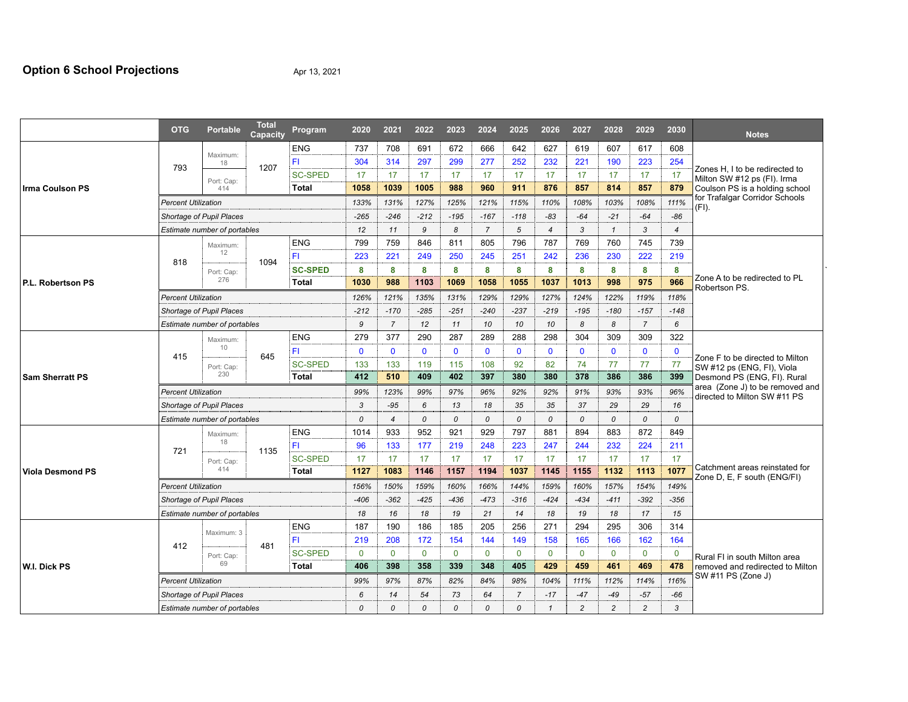# Option 6 School Projections

Apr 13, 2021

| | OTG | Portable | Total Capacity | Program | 2020 | 2021 | 2022 | 2023 | 2024 | 2025 | 2026 | 2027 | 2028 | 2029 | 2030 | Notes |
|---|---|---|---|---|---|---|---|---|---|---|---|---|---|---|---|---|
| **Irma Coulson PS** | 793 | Maximum: 18 / Port. Cap: 414 | 1207 | ENG | 737 | 708 | 691 | 672 | 666 | 642 | 627 | 619 | 607 | 617 | 608 | Zones H, I to be redirected to Milton SW #12 ps (FI). Irma Coulson PS is a holding school for Trafalgar Corridor Schools (FI). |
| | | | | FI | 304 | 314 | 297 | 299 | 277 | 252 | 232 | 221 | 190 | 223 | 254 | |
| | | | | SC-SPED | 17 | 17 | 17 | 17 | 17 | 17 | 17 | 17 | 17 | 17 | 17 | |
| | | | | **Total** | **1058** | **1039** | **1005** | **988** | **960** | **911** | **876** | **857** | **814** | **857** | **879** | |
| | *Percent Utilization* | | | | *133%* | *131%* | *127%* | *125%* | *121%* | *115%* | *110%* | *108%* | *103%* | *108%* | *111%* | |
| | *Shortage of Pupil Places* | | | | *-265* | *-246* | *-212* | *-195* | *-167* | *-118* | *-83* | *-64* | *-21* | *-64* | *-86* | |
| | *Estimate number of portables* | | | | *12* | *11* | *9* | *8* | *7* | *5* | *4* | *3* | *1* | *3* | *4* | |
| **P.L. Robertson PS** | 818 | Maximum: 12 / Port. Cap: 276 | 1094 | ENG | 799 | 759 | 846 | 811 | 805 | 796 | 787 | 769 | 760 | 745 | 739 | Zone A to be redirected to PL Robertson PS. |
| | | | | FI | 223 | 221 | 249 | 250 | 245 | 251 | 242 | 236 | 230 | 222 | 219 | |
| | | | | **SC-SPED** | **8** | **8** | **8** | **8** | **8** | **8** | **8** | **8** | **8** | **8** | **8** | |
| | | | | **Total** | **1030** | **988** | **1103** | **1069** | **1058** | **1055** | **1037** | **1013** | **998** | **975** | **966** | |
| | *Percent Utilization* | | | | *126%* | *121%* | *135%* | *131%* | *129%* | *129%* | *127%* | *124%* | *122%* | *119%* | *118%* | |
| | *Shortage of Pupil Places* | | | | *-212* | *-170* | *-285* | *-251* | *-240* | *-237* | *-219* | *-195* | *-180* | *-157* | *-148* | |
| | *Estimate number of portables* | | | | *9* | *7* | *12* | *11* | *10* | *10* | *10* | *8* | *8* | *7* | *6* | |
| **Sam Sherratt PS** | 415 | Maximum: 10 / Port. Cap: 230 | 645 | ENG | 279 | 377 | 290 | 287 | 289 | 288 | 298 | 304 | 309 | 309 | 322 | Zone F to be directed to Milton SW #12 ps (ENG, FI), Viola Desmond PS (ENG, FI). Rural area (Zone J) to be removed and directed to Milton SW #11 PS |
| | | | | FI | 0 | 0 | 0 | 0 | 0 | 0 | 0 | 0 | 0 | 0 | 0 | |
| | | | | SC-SPED | 133 | 133 | 119 | 115 | 108 | 92 | 82 | 74 | 77 | 77 | 77 | |
| | | | | **Total** | **412** | **510** | **409** | **402** | **397** | **380** | **380** | **378** | **386** | **386** | **399** | |
| | *Percent Utilization* | | | | *99%* | *123%* | *99%* | *97%* | *96%* | *92%* | *92%* | *91%* | *93%* | *93%* | *96%* | |
| | *Shortage of Pupil Places* | | | | *3* | *-95* | *6* | *13* | *18* | *35* | *35* | *37* | *29* | *29* | *16* | |
| | *Estimate number of portables* | | | | *0* | *4* | *0* | *0* | *0* | *0* | *0* | *0* | *0* | *0* | *0* | |
| **Viola Desmond PS** | 721 | Maximum: 18 / Port. Cap: 414 | 1135 | ENG | 1014 | 933 | 952 | 921 | 929 | 797 | 881 | 894 | 883 | 872 | 849 | Catchment areas reinstated for Zone D, E, F south (ENG/FI) |
| | | | | FI | 96 | 133 | 177 | 219 | 248 | 223 | 247 | 244 | 232 | 224 | 211 | |
| | | | | SC-SPED | 17 | 17 | 17 | 17 | 17 | 17 | 17 | 17 | 17 | 17 | 17 | |
| | | | | **Total** | **1127** | **1083** | **1146** | **1157** | **1194** | **1037** | **1145** | **1155** | **1132** | **1113** | **1077** | |
| | *Percent Utilization* | | | | *156%* | *150%* | *159%* | *160%* | *166%* | *144%* | *159%* | *160%* | *157%* | *154%* | *149%* | |
| | *Shortage of Pupil Places* | | | | *-406* | *-362* | *-425* | *-436* | *-473* | *-316* | *-424* | *-434* | *-411* | *-392* | *-356* | |
| | *Estimate number of portables* | | | | *18* | *16* | *18* | *19* | *21* | *14* | *18* | *19* | *18* | *17* | *15* | |
| **W.I. Dick PS** | 412 | Maximum: 3 / Port. Cap: 69 | 481 | ENG | 187 | 190 | 186 | 185 | 205 | 256 | 271 | 294 | 295 | 306 | 314 | Rural FI in south Milton area removed and redirected to Milton SW #11 PS (Zone J) |
| | | | | FI | 219 | 208 | 172 | 154 | 144 | 149 | 158 | 165 | 166 | 162 | 164 | |
| | | | | SC-SPED | 0 | 0 | 0 | 0 | 0 | 0 | 0 | 0 | 0 | 0 | 0 | |
| | | | | **Total** | **406** | **398** | **358** | **339** | **348** | **405** | **429** | **459** | **461** | **469** | **478** | |
| | *Percent Utilization* | | | | *99%* | *97%* | *87%* | *82%* | *84%* | *98%* | *104%* | *111%* | *112%* | *114%* | *116%* | |
| | *Shortage of Pupil Places* | | | | *6* | *14* | *54* | *73* | *64* | *7* | *-17* | *-47* | *-49* | *-57* | *-66* | |
| | *Estimate number of portables* | | | | *0* | *0* | *0* | *0* | *0* | *0* | *1* | *2* | *2* | *2* | *3* | |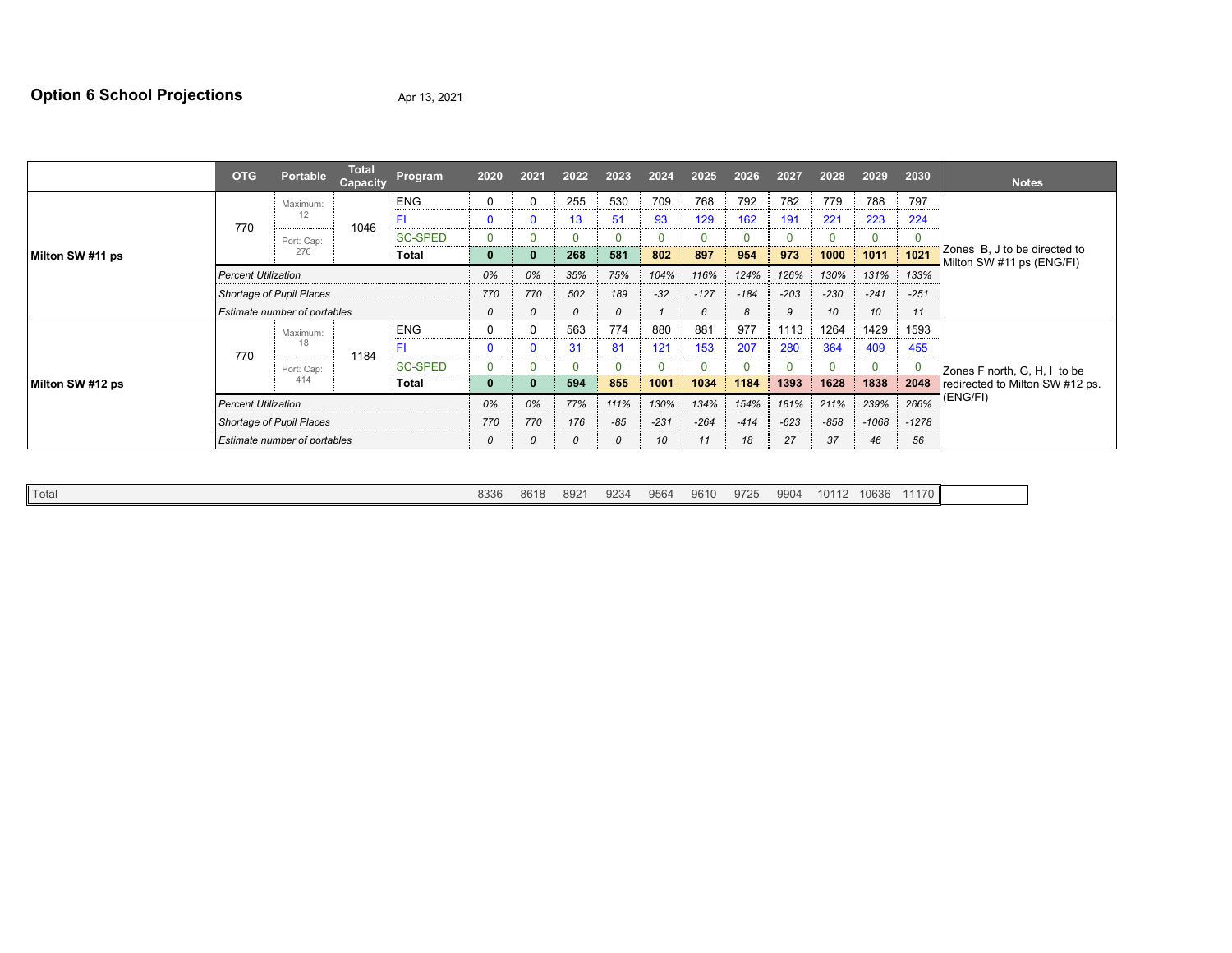## Option 6 School Projections

Apr 13, 2021

| | OTG | Portable | Total Capacity | Program | 2020 | 2021 | 2022 | 2023 | 2024 | 2025 | 2026 | 2027 | 2028 | 2029 | 2030 | Notes |
|---|---|---|---|---|---|---|---|---|---|---|---|---|---|---|---|---|
| Milton SW #11 ps | 770 | Maximum: 12 | 1046 | ENG | 0 | 0 | 255 | 530 | 709 | 768 | 792 | 782 | 779 | 788 | 797 | Zones B, J to be directed to Milton SW #11 ps (ENG/FI) |
| | | | | FI | 0 | 0 | 13 | 51 | 93 | 129 | 162 | 191 | 221 | 223 | 224 | |
| | | Port: Cap: 276 | | SC-SPED | 0 | 0 | 0 | 0 | 0 | 0 | 0 | 0 | 0 | 0 | 0 | |
| | | | | **Total** | **0** | **0** | **268** | **581** | **802** | **897** | **954** | **973** | **1000** | **1011** | **1021** | |
| | *Percent Utilization* | | | | *0%* | *0%* | *35%* | *75%* | *104%* | *116%* | *124%* | *126%* | *130%* | *131%* | *133%* | |
| | *Shortage of Pupil Places* | | | | *770* | *770* | *502* | *189* | *-32* | *-127* | *-184* | *-203* | *-230* | *-241* | *-251* | |
| | *Estimate number of portables* | | | | *0* | *0* | *0* | *0* | *1* | *6* | *8* | *9* | *10* | *10* | *11* | |
| Milton SW #12 ps | 770 | Maximum: 18 | 1184 | ENG | 0 | 0 | 563 | 774 | 880 | 881 | 977 | 1113 | 1264 | 1429 | 1593 | Zones F north, G, H, I to be redirected to Milton SW #12 ps. (ENG/FI) |
| | | | | FI | 0 | 0 | 31 | 81 | 121 | 153 | 207 | 280 | 364 | 409 | 455 | |
| | | Port: Cap: 414 | | SC-SPED | 0 | 0 | 0 | 0 | 0 | 0 | 0 | 0 | 0 | 0 | 0 | |
| | | | | **Total** | **0** | **0** | **594** | **855** | **1001** | **1034** | **1184** | **1393** | **1628** | **1838** | **2048** | |
| | *Percent Utilization* | | | | *0%* | *0%* | *77%* | *111%* | *130%* | *134%* | *154%* | *181%* | *211%* | *239%* | *266%* | |
| | *Shortage of Pupil Places* | | | | *770* | *770* | *176* | *-85* | *-231* | *-264* | *-414* | *-623* | *-858* | *-1068* | *-1278* | |
| | *Estimate number of portables* | | | | *0* | *0* | *0* | *0* | *10* | *11* | *18* | *27* | *37* | *46* | *56* | |

| Total | 2020 | 2021 | 2022 | 2023 | 2024 | 2025 | 2026 | 2027 | 2028 | 2029 | 2030 | |
|---|---|---|---|---|---|---|---|---|---|---|---|---|
| Total | 8336 | 8618 | 8921 | 9234 | 9564 | 9610 | 9725 | 9904 | 10112 | 10636 | 11170 | |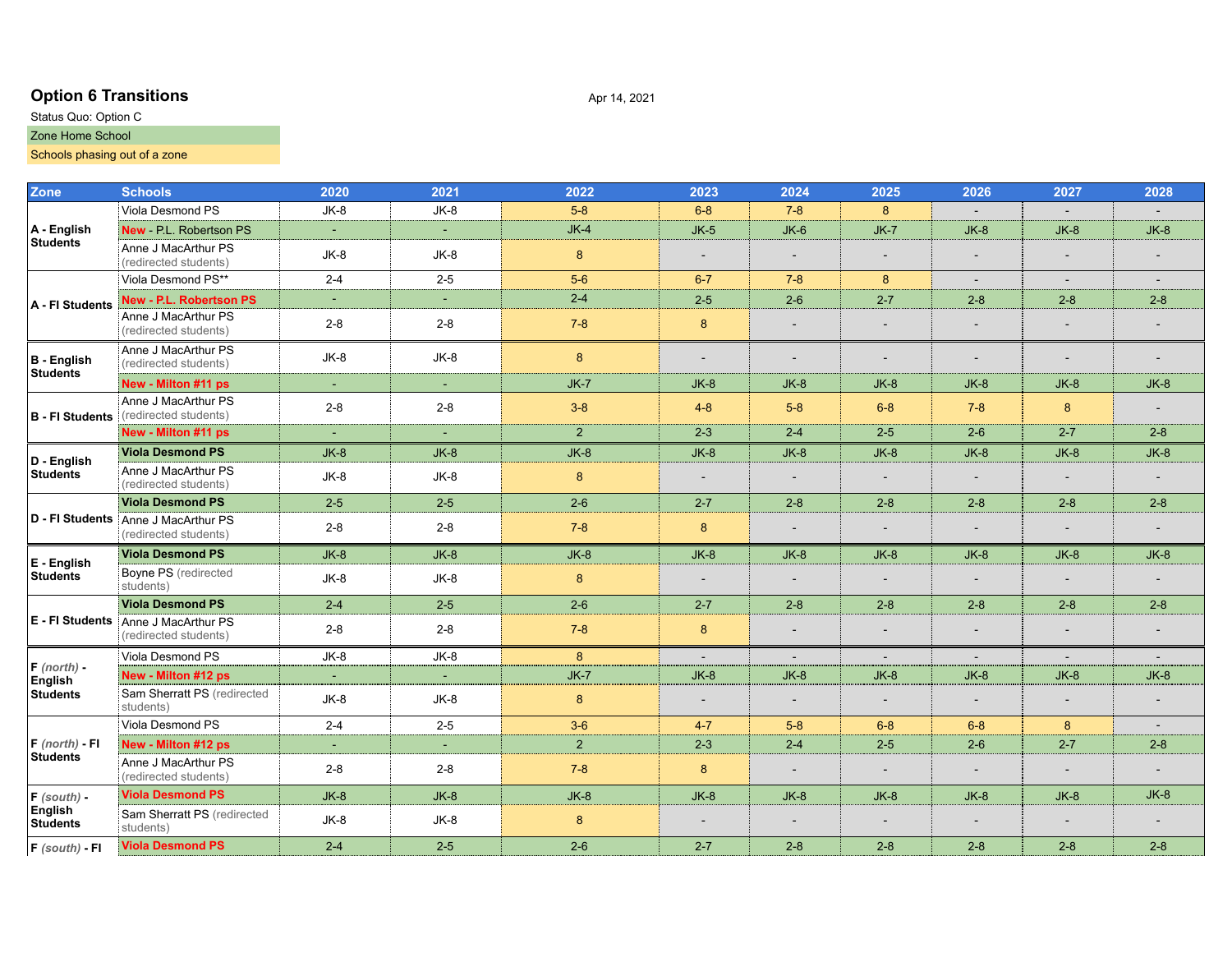**Option 6 Transitions**

Apr 14, 2021

Status Quo: Option C

Zone Home School

Schools phasing out of a zone

| Zone | Schools | 2020 | 2021 | 2022 | 2023 | 2024 | 2025 | 2026 | 2027 | 2028 |
|---|---|---|---|---|---|---|---|---|---|---|
| A - English Students | Viola Desmond PS | JK-8 | JK-8 | 5-8 | 6-8 | 7-8 | 8 | - | - | - |
| | New - P.L. Robertson PS | - | - | JK-4 | JK-5 | JK-6 | JK-7 | JK-8 | JK-8 | JK-8 |
| | Anne J MacArthur PS (redirected students) | JK-8 | JK-8 | 8 | - | - | - | - | - | - |
| A - FI Students | Viola Desmond PS** | 2-4 | 2-5 | 5-6 | 6-7 | 7-8 | 8 | - | - | - |
| | New - P.L. Robertson PS | - | - | 2-4 | 2-5 | 2-6 | 2-7 | 2-8 | 2-8 | 2-8 |
| | Anne J MacArthur PS (redirected students) | 2-8 | 2-8 | 7-8 | 8 | - | - | - | - | - |
| B - English Students | Anne J MacArthur PS (redirected students) | JK-8 | JK-8 | 8 | - | - | - | - | - | - |
| | New - Milton #11 ps | - | - | JK-7 | JK-8 | JK-8 | JK-8 | JK-8 | JK-8 | JK-8 |
| B - FI Students | Anne J MacArthur PS (redirected students) | 2-8 | 2-8 | 3-8 | 4-8 | 5-8 | 6-8 | 7-8 | 8 | - |
| | New - Milton #11 ps | - | - | 2 | 2-3 | 2-4 | 2-5 | 2-6 | 2-7 | 2-8 |
| D - English Students | Viola Desmond PS | JK-8 | JK-8 | JK-8 | JK-8 | JK-8 | JK-8 | JK-8 | JK-8 | JK-8 |
| | Anne J MacArthur PS (redirected students) | JK-8 | JK-8 | 8 | - | - | - | - | - | - |
| D - FI Students | Viola Desmond PS | 2-5 | 2-5 | 2-6 | 2-7 | 2-8 | 2-8 | 2-8 | 2-8 | 2-8 |
| | Anne J MacArthur PS (redirected students) | 2-8 | 2-8 | 7-8 | 8 | - | - | - | - | - |
| E - English Students | Viola Desmond PS | JK-8 | JK-8 | JK-8 | JK-8 | JK-8 | JK-8 | JK-8 | JK-8 | JK-8 |
| | Boyne PS (redirected students) | JK-8 | JK-8 | 8 | - | - | - | - | - | - |
| E - FI Students | Viola Desmond PS | 2-4 | 2-5 | 2-6 | 2-7 | 2-8 | 2-8 | 2-8 | 2-8 | 2-8 |
| | Anne J MacArthur PS (redirected students) | 2-8 | 2-8 | 7-8 | 8 | - | - | - | - | - |
| F *(north)* - English Students | Viola Desmond PS | JK-8 | JK-8 | 8 | - | - | - | - | - | - |
| | New - Milton #12 ps | - | - | JK-7 | JK-8 | JK-8 | JK-8 | JK-8 | JK-8 | JK-8 |
| | Sam Sherratt PS (redirected students) | JK-8 | JK-8 | 8 | - | - | - | - | - | - |
| F *(north)* - FI Students | Viola Desmond PS | 2-4 | 2-5 | 3-6 | 4-7 | 5-8 | 6-8 | 6-8 | 8 | - |
| | New - Milton #12 ps | - | - | 2 | 2-3 | 2-4 | 2-5 | 2-6 | 2-7 | 2-8 |
| | Anne J MacArthur PS (redirected students) | 2-8 | 2-8 | 7-8 | 8 | - | - | - | - | - |
| F *(south)* - English Students | Viola Desmond PS | JK-8 | JK-8 | JK-8 | JK-8 | JK-8 | JK-8 | JK-8 | JK-8 | JK-8 |
| | Sam Sherratt PS (redirected students) | JK-8 | JK-8 | 8 | - | - | - | - | - | - |
| F *(south)* - FI | Viola Desmond PS | 2-4 | 2-5 | 2-6 | 2-7 | 2-8 | 2-8 | 2-8 | 2-8 | 2-8 |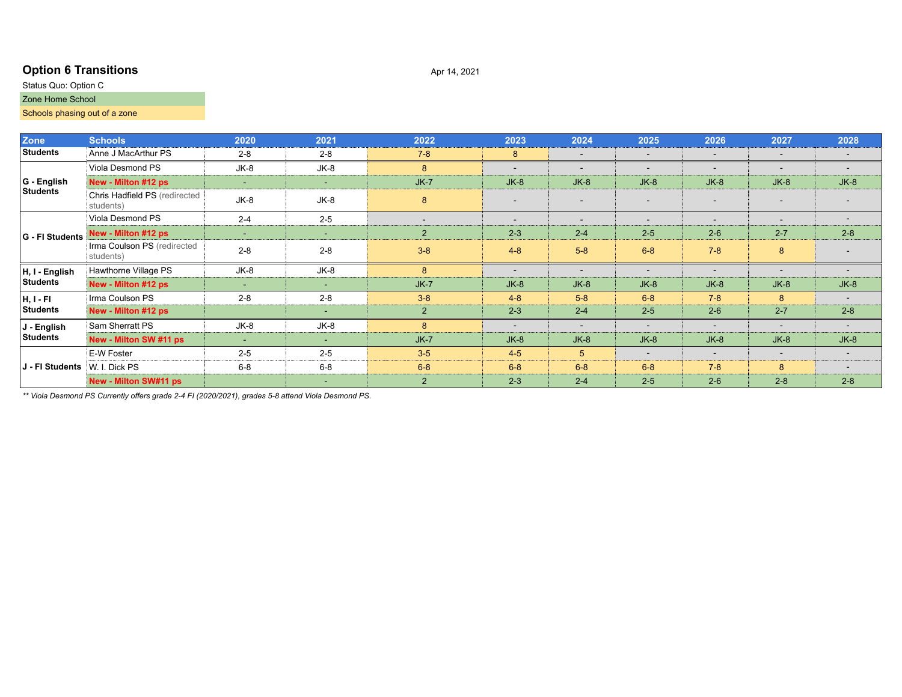## Option 6 Transitions

Apr 14, 2021

Status Quo: Option C

Zone Home School

Schools phasing out of a zone

| Zone | Schools | 2020 | 2021 | 2022 | 2023 | 2024 | 2025 | 2026 | 2027 | 2028 |
|---|---|---|---|---|---|---|---|---|---|---|
| Students | Anne J MacArthur PS | 2-8 | 2-8 | 7-8 | 8 | - | - | - | - | - |
| G - English Students | Viola Desmond PS | JK-8 | JK-8 | 8 | - | - | - | - | - | - |
| | **New - Milton #12 ps** | - | - | JK-7 | JK-8 | JK-8 | JK-8 | JK-8 | JK-8 | JK-8 |
| | Chris Hadfield PS (redirected students) | JK-8 | JK-8 | 8 | - | - | - | - | - | - |
| G - FI Students | Viola Desmond PS | 2-4 | 2-5 | - | - | - | - | - | - | - |
| | **New - Milton #12 ps** | - | - | 2 | 2-3 | 2-4 | 2-5 | 2-6 | 2-7 | 2-8 |
| | Irma Coulson PS (redirected students) | 2-8 | 2-8 | 3-8 | 4-8 | 5-8 | 6-8 | 7-8 | 8 | - |
| H, I - English Students | Hawthorne Village PS | JK-8 | JK-8 | 8 | - | - | - | - | - | - |
| | **New - Milton #12 ps** | - | - | JK-7 | JK-8 | JK-8 | JK-8 | JK-8 | JK-8 | JK-8 |
| H, I - FI Students | Irma Coulson PS | 2-8 | 2-8 | 3-8 | 4-8 | 5-8 | 6-8 | 7-8 | 8 | - |
| | **New - Milton #12 ps** | | - | 2 | 2-3 | 2-4 | 2-5 | 2-6 | 2-7 | 2-8 |
| J - English Students | Sam Sherratt PS | JK-8 | JK-8 | 8 | - | - | - | - | - | - |
| | **New - Milton SW #11 ps** | - | - | JK-7 | JK-8 | JK-8 | JK-8 | JK-8 | JK-8 | JK-8 |
| J - FI Students | E-W Foster | 2-5 | 2-5 | 3-5 | 4-5 | 5 | - | - | - | - |
| | W. I. Dick PS | 6-8 | 6-8 | 6-8 | 6-8 | 6-8 | 6-8 | 7-8 | 8 | - |
| | **New - Milton SW#11 ps** | | - | 2 | 2-3 | 2-4 | 2-5 | 2-6 | 2-8 | 2-8 |

*** Viola Desmond PS Currently offers grade 2-4 FI (2020/2021), grades 5-8 attend Viola Desmond PS.*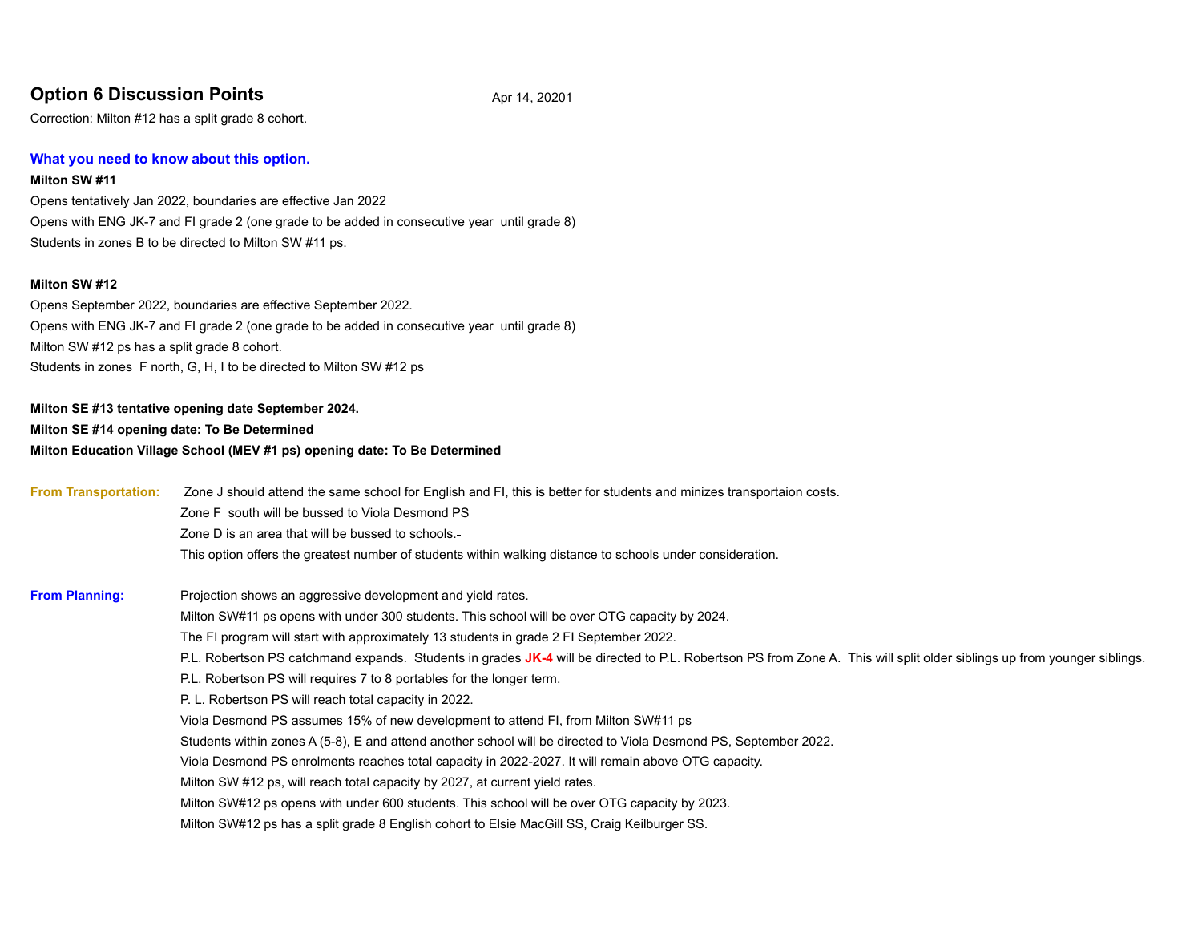## Option 6 Discussion Points

Apr 14, 20201

Correction: Milton #12 has a split grade 8 cohort.

### What you need to know about this option.

**Milton SW #11**

Opens tentatively Jan 2022, boundaries are effective Jan 2022

Opens with ENG JK-7 and FI grade 2 (one grade to be added in consecutive year until grade 8)

Students in zones B to be directed to Milton SW #11 ps.

**Milton SW #12**

Opens September 2022, boundaries are effective September 2022.

Opens with ENG JK-7 and FI grade 2 (one grade to be added in consecutive year until grade 8)

Milton SW #12 ps has a split grade 8 cohort.

Students in zones F north, G, H, I to be directed to Milton SW #12 ps

**Milton SE #13 tentative opening date September 2024.**

**Milton SE #14 opening date: To Be Determined**

**Milton Education Village School (MEV #1 ps) opening date: To Be Determined**

**From Transportation:**

Zone J should attend the same school for English and FI, this is better for students and minizes transportaion costs.

Zone F south will be bussed to Viola Desmond PS

Zone D is an area that will be bussed to schools.

This option offers the greatest number of students within walking distance to schools under consideration.

**From Planning:**

Projection shows an aggressive development and yield rates.

Milton SW#11 ps opens with under 300 students. This school will be over OTG capacity by 2024.

The FI program will start with approximately 13 students in grade 2 FI September 2022.

P.L. Robertson PS catchmand expands. Students in grades **JK-4** will be directed to P.L. Robertson PS from Zone A. This will split older siblings up from younger siblings.

P.L. Robertson PS will requires 7 to 8 portables for the longer term.

P. L. Robertson PS will reach total capacity in 2022.

Viola Desmond PS assumes 15% of new development to attend FI, from Milton SW#11 ps

Students within zones A (5-8), E and attend another school will be directed to Viola Desmond PS, September 2022.

Viola Desmond PS enrolments reaches total capacity in 2022-2027. It will remain above OTG capacity.

Milton SW #12 ps, will reach total capacity by 2027, at current yield rates.

Milton SW#12 ps opens with under 600 students. This school will be over OTG capacity by 2023.

Milton SW#12 ps has a split grade 8 English cohort to Elsie MacGill SS, Craig Keilburger SS.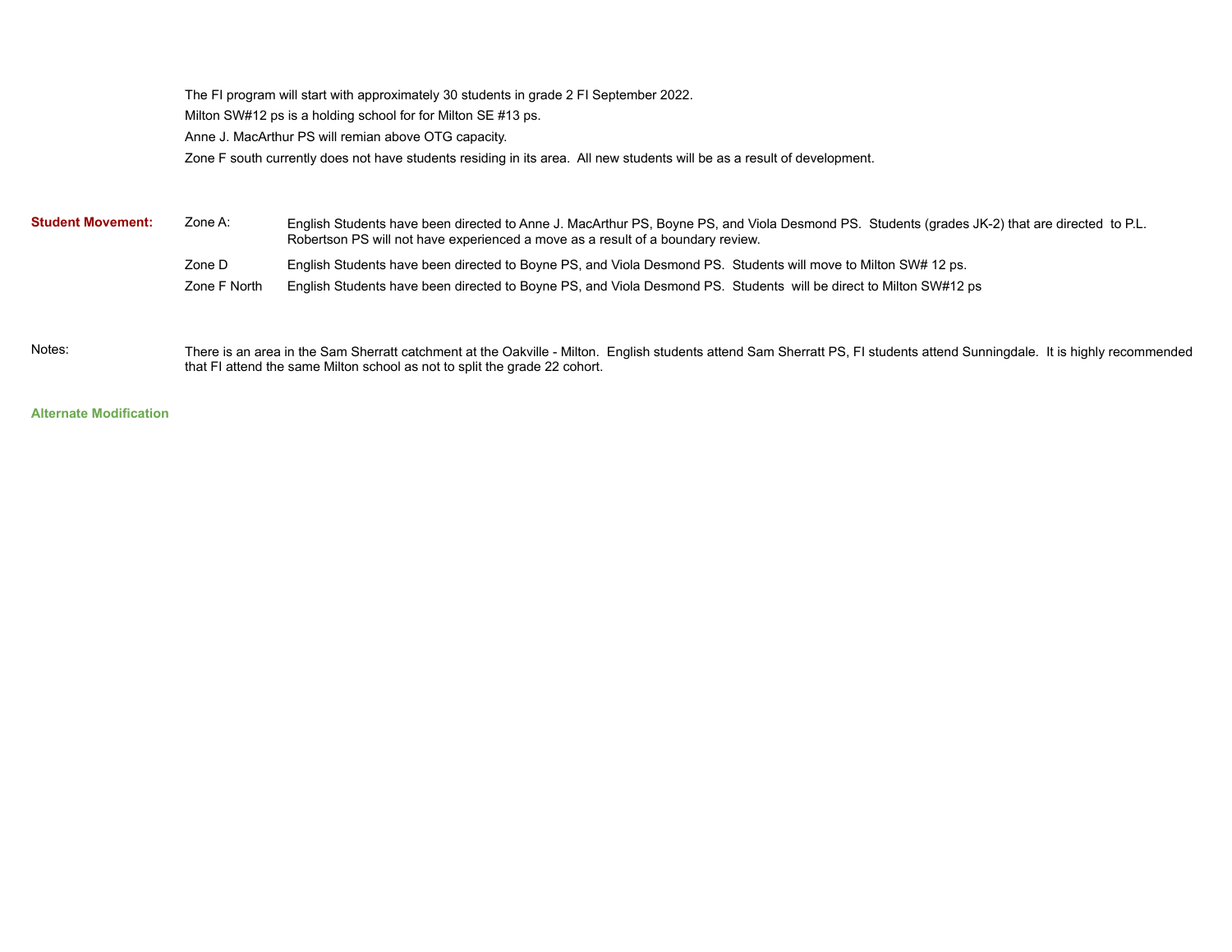The FI program will start with approximately 30 students in grade 2 FI September 2022.

Milton SW#12 ps is a holding school for for Milton SE #13 ps.

Anne J. MacArthur PS will remian above OTG capacity.

Zone F south currently does not have students residing in its area.  All new students will be as a result of development.

**Student Movement:**

| | |
|---|---|
| Zone A: | English Students have been directed to Anne J. MacArthur PS, Boyne PS, and Viola Desmond PS.  Students (grades JK-2) that are directed  to P.L. Robertson PS will not have experienced a move as a result of a boundary review. |
| Zone D | English Students have been directed to Boyne PS, and Viola Desmond PS.  Students will move to Milton SW# 12 ps. |
| Zone F North | English Students have been directed to Boyne PS, and Viola Desmond PS.  Students  will be direct to Milton SW#12 ps |

Notes:

There is an area in the Sam Sherratt catchment at the Oakville - Milton.  English students attend Sam Sherratt PS, FI students attend Sunningdale.  It is highly recommended that FI attend the same Milton school as not to split the grade 22 cohort.

**Alternate Modification**